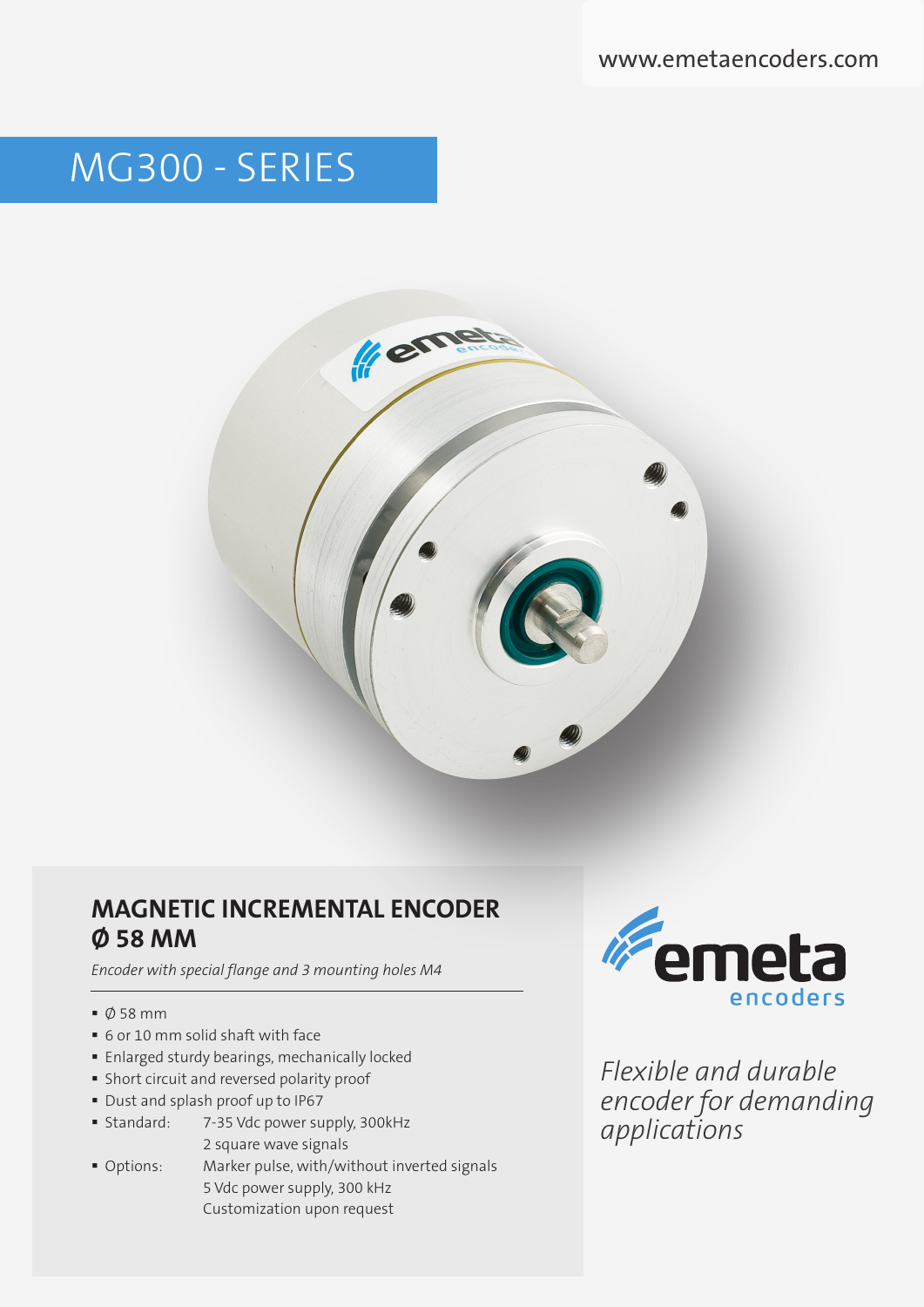www.emetaencoders.com

# MG300 - SERIES

## MAGNETIC INCREMENTAL ENCODER Ø 58 MM

*Encoder with special flange and 3 mounting holes M4*

- Ø 58 mm
- 6 or 10 mm solid shaft with face
- Enlarged sturdy bearings, mechanically locked
- Short circuit and reversed polarity proof
- Dust and splash proof up to IP67
- Standard: 7-35 Vdc power supply, 300kHz
  2 square wave signals
- Options: Marker pulse, with/without inverted signals
  5 Vdc power supply, 300 kHz
  Customization upon request

emeta encoders

*Flexible and durable encoder for demanding applications*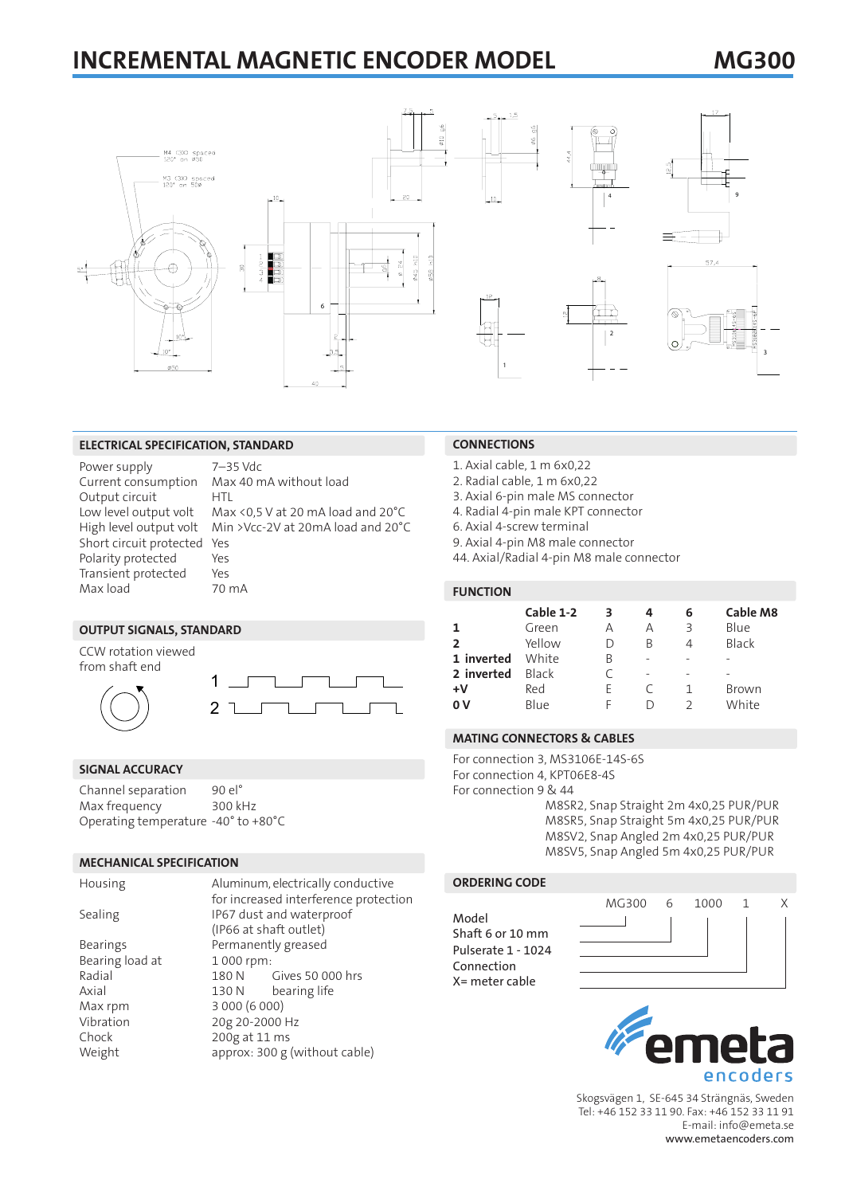# INCREMENTAL MAGNETIC ENCODER MODEL MG300

## ELECTRICAL SPECIFICATION, STANDARD

| | |
|---|---|
| Power supply | 7–35 Vdc |
| Current consumption | Max 40 mA without load |
| Output circuit | HTL |
| Low level output volt | Max <0,5 V at 20 mA load and 20°C |
| High level output volt | Min >Vcc-2V at 20mA load and 20°C |
| Short circuit protected | Yes |
| Polarity protected | Yes |
| Transient protected | Yes |
| Max load | 70 mA |

## OUTPUT SIGNALS, STANDARD

CCW rotation viewed from shaft end

1

2

## SIGNAL ACCURACY

| | |
|---|---|
| Channel separation | 90 el° |
| Max frequency | 300 kHz |
| Operating temperature | -40° to +80°C |

## MECHANICAL SPECIFICATION

| | | |
|---|---|---|
| Housing | Aluminum, electrically conductive for increased interference protection | |
| Sealing | IP67 dust and waterproof (IP66 at shaft outlet) | |
| Bearings | Permanently greased | |
| Bearing load at | 1 000 rpm: | |
| Radial | 180 N | Gives 50 000 hrs |
| Axial | 130 N | bearing life |
| Max rpm | 3 000 (6 000) | |
| Vibration | 20g 20-2000 Hz | |
| Chock | 200g at 11 ms | |
| Weight | approx: 300 g (without cable) | |

## CONNECTIONS

1. Axial cable, 1 m 6x0,22
2. Radial cable, 1 m 6x0,22
3. Axial 6-pin male MS connector
4. Radial 4-pin male KPT connector
6. Axial 4-screw terminal
9. Axial 4-pin M8 male connector
44. Axial/Radial 4-pin M8 male connector

## FUNCTION

| | Cable 1-2 | 3 | 4 | 6 | Cable M8 |
|---|---|---|---|---|---|
| **1** | Green | A | A | 3 | Blue |
| **2** | Yellow | D | B | 4 | Black |
| **1 inverted** | White | B | - | - | - |
| **2 inverted** | Black | C | - | - | - |
| **+V** | Red | E | C | 1 | Brown |
| **0 V** | Blue | F | D | 2 | White |

## MATING CONNECTORS & CABLES

For connection 3, MS3106E-14S-6S

For connection 4, KPT06E8-4S

For connection 9 & 44

M8SR2, Snap Straight 2m 4x0,25 PUR/PUR

M8SR5, Snap Straight 5m 4x0,25 PUR/PUR

M8SV2, Snap Angled 2m 4x0,25 PUR/PUR

M8SV5, Snap Angled 5m 4x0,25 PUR/PUR

## ORDERING CODE

MG300 6 1000 1 X

- Model
- Shaft 6 or 10 mm
- Pulserate 1 - 1024
- Connection
- X= meter cable

emeta encoders

Skogsvägen 1, SE-645 34 Strängnäs, Sweden
Tel: +46 152 33 11 90. Fax: +46 152 33 11 91
E-mail: info@emeta.se
www.emetaencoders.com